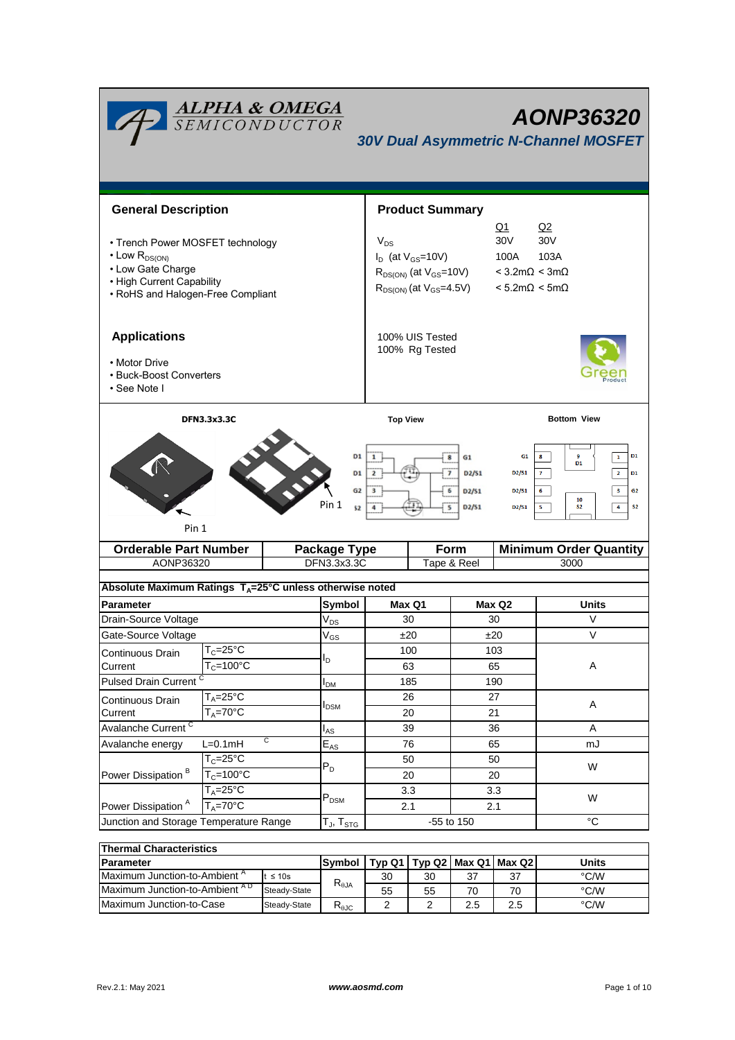# AONP36320

## 30V Dual Asymmetric N-Channel MOSFET

## General Description

- Trench Power MOSFET technology
- Low $R_{DS(ON)}$
- Low Gate Charge
- High Current Capability
- RoHS and Halogen-Free Compliant

## Product Summary

| | Q1 | Q2 |
|---|---|---|
| $V_{DS}$ | 30V | 30V |
| $I_D$ (at $V_{GS}$=10V) | 100A | 103A |
| $R_{DS(ON)}$ (at $V_{GS}$=10V) | < 3.2mΩ | < 3mΩ |
| $R_{DS(ON)}$ (at $V_{GS}$=4.5V) | < 5.2mΩ | < 5mΩ |

100% UIS Tested
100% Rg Tested

## Applications

- Motor Drive
- Buck-Boost Converters
- See Note I

DFN3.3x3.3C

Top View

Bottom View

Pin 1

| Orderable Part Number | Package Type | Form | Minimum Order Quantity |
|---|---|---|---|
| AONP36320 | DFN3.3x3.3C | Tape & Reel | 3000 |

**Absolute Maximum Ratings $T_A$=25°C unless otherwise noted**

| Parameter | | Symbol | Max Q1 | Max Q2 | Units |
|---|---|---|---|---|---|
| Drain-Source Voltage | | $V_{DS}$ | 30 | 30 | V |
| Gate-Source Voltage | | $V_{GS}$ | ±20 | ±20 | V |
| Continuous Drain Current | $T_C$=25°C | $I_D$ | 100 | 103 | A |
| | $T_C$=100°C | | 63 | 65 | |
| Pulsed Drain Current [C] | | $I_{DM}$ | 185 | 190 | |
| Continuous Drain Current | $T_A$=25°C | $I_{DSM}$ | 26 | 27 | A |
| | $T_A$=70°C | | 20 | 21 | |
| Avalanche Current [C] | | $I_{AS}$ | 39 | 36 | A |
| Avalanche energy | L=0.1mH [C] | $E_{AS}$ | 76 | 65 | mJ |
| Power Dissipation [B] | $T_C$=25°C | $P_D$ | 50 | 50 | W |
| | $T_C$=100°C | | 20 | 20 | |
| Power Dissipation [A] | $T_A$=25°C | $P_{DSM}$ | 3.3 | 3.3 | W |
| | $T_A$=70°C | | 2.1 | 2.1 | |
| Junction and Storage Temperature Range | | $T_J$, $T_{STG}$ | -55 to 150 | | °C |

**Thermal Characteristics**

| Parameter | | Symbol | Typ Q1 | Typ Q2 | Max Q1 | Max Q2 | Units |
|---|---|---|---|---|---|---|---|
| Maximum Junction-to-Ambient [A] | t ≤ 10s | $R_{\theta JA}$ | 30 | 30 | 37 | 37 | °C/W |
| Maximum Junction-to-Ambient [A D] | Steady-State | | 55 | 55 | 70 | 70 | °C/W |
| Maximum Junction-to-Case | Steady-State | $R_{\theta JC}$ | 2 | 2 | 2.5 | 2.5 | °C/W |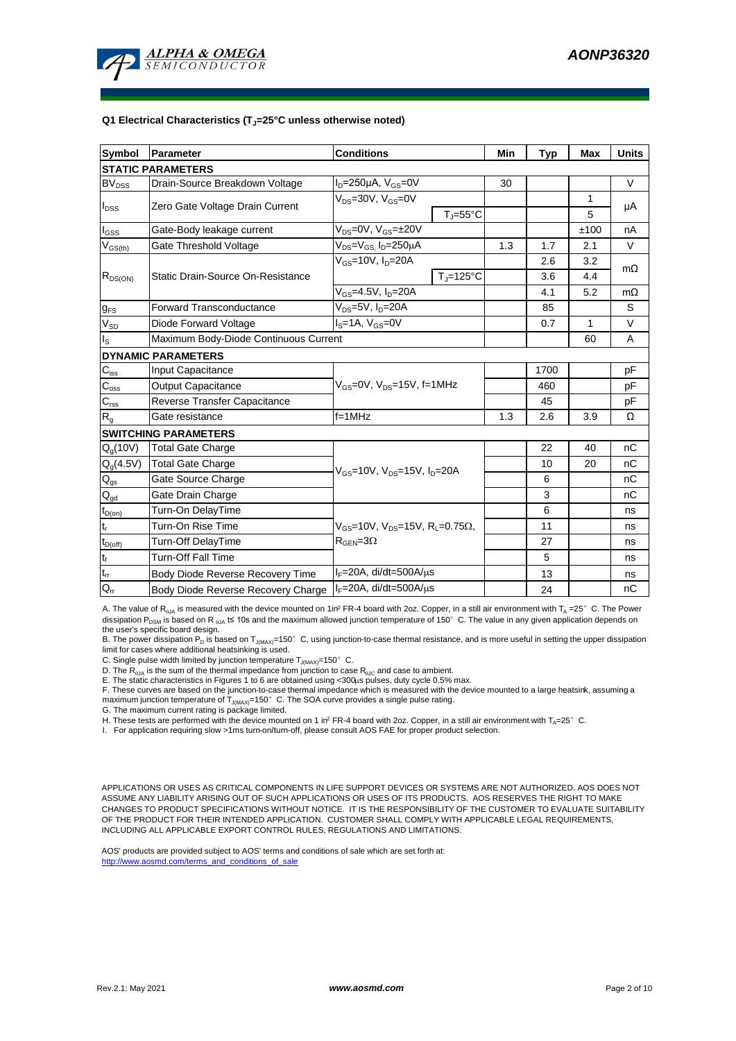**Q1 Electrical Characteristics ($T_J$=25°C unless otherwise noted)**

| Symbol | Parameter | Conditions | | Min | Typ | Max | Units |
|---|---|---|---|---|---|---|---|
| **STATIC PARAMETERS** | | | | | | | |
| $BV_{DSS}$ | Drain-Source Breakdown Voltage | $I_D$=250µA, $V_{GS}$=0V | | 30 | | | V |
| $I_{DSS}$ | Zero Gate Voltage Drain Current | $V_{DS}$=30V, $V_{GS}$=0V | | | | 1 | µA |
| | | | $T_J$=55°C | | | 5 | |
| $I_{GSS}$ | Gate-Body leakage current | $V_{DS}$=0V, $V_{GS}$=±20V | | | | ±100 | nA |
| $V_{GS(th)}$ | Gate Threshold Voltage | $V_{DS}$=$V_{GS,}$ $I_D$=250µA | | 1.3 | 1.7 | 2.1 | V |
| $R_{DS(ON)}$ | Static Drain-Source On-Resistance | $V_{GS}$=10V, $I_D$=20A | | | 2.6 | 3.2 | mΩ |
| | | | $T_J$=125°C | | 3.6 | 4.4 | |
| | | $V_{GS}$=4.5V, $I_D$=20A | | | 4.1 | 5.2 | mΩ |
| $g_{FS}$ | Forward Transconductance | $V_{DS}$=5V, $I_D$=20A | | | 85 | | S |
| $V_{SD}$ | Diode Forward Voltage | $I_S$=1A, $V_{GS}$=0V | | | 0.7 | 1 | V |
| $I_S$ | Maximum Body-Diode Continuous Current | | | | | 60 | A |
| **DYNAMIC PARAMETERS** | | | | | | | |
| $C_{iss}$ | Input Capacitance | $V_{GS}$=0V, $V_{DS}$=15V, f=1MHz | | | 1700 | | pF |
| $C_{oss}$ | Output Capacitance | | | | 460 | | pF |
| $C_{rss}$ | Reverse Transfer Capacitance | | | | 45 | | pF |
| $R_g$ | Gate resistance | f=1MHz | | 1.3 | 2.6 | 3.9 | Ω |
| **SWITCHING PARAMETERS** | | | | | | | |
| $Q_g$(10V) | Total Gate Charge | $V_{GS}$=10V, $V_{DS}$=15V, $I_D$=20A | | | 22 | 40 | nC |
| $Q_g$(4.5V) | Total Gate Charge | | | | 10 | 20 | nC |
| $Q_{gs}$ | Gate Source Charge | | | | 6 | | nC |
| $Q_{gd}$ | Gate Drain Charge | | | | 3 | | nC |
| $t_{D(on)}$ | Turn-On DelayTime | $V_{GS}$=10V, $V_{DS}$=15V, $R_L$=0.75Ω, $R_{GEN}$=3Ω | | | 6 | | ns |
| $t_r$ | Turn-On Rise Time | | | | 11 | | ns |
| $t_{D(off)}$ | Turn-Off DelayTime | | | | 27 | | ns |
| $t_f$ | Turn-Off Fall Time | | | | 5 | | ns |
| $t_{rr}$ | Body Diode Reverse Recovery Time | $I_F$=20A, di/dt=500A/µs | | | 13 | | ns |
| $Q_{rr}$ | Body Diode Reverse Recovery Charge | $I_F$=20A, di/dt=500A/µs | | | 24 | | nC |

A. The value of $R_{\theta JA}$ is measured with the device mounted on 1in² FR-4 board with 2oz. Copper, in a still air environment with $T_A$ =25° C. The Power dissipation $P_{DSM}$ is based on R $_{\theta JA}$ t≤ 10s and the maximum allowed junction temperature of 150° C. The value in any given application depends on the user's specific board design.

B. The power dissipation $P_D$ is based on $T_{J(MAX)}$=150° C, using junction-to-case thermal resistance, and is more useful in setting the upper dissipation limit for cases where additional heatsinking is used.

C. Single pulse width limited by junction temperature $T_{J(MAX)}$=150° C.

D. The $R_{\theta JA}$ is the sum of the thermal impedance from junction to case $R_{\theta JC}$ and case to ambient.

E. The static characteristics in Figures 1 to 6 are obtained using <300µs pulses, duty cycle 0.5% max.

F. These curves are based on the junction-to-case thermal impedance which is measured with the device mounted to a large heatsink, assuming a maximum junction temperature of $T_{J(MAX)}$=150° C. The SOA curve provides a single pulse rating.

G. The maximum current rating is package limited.

H. These tests are performed with the device mounted on 1 in² FR-4 board with 2oz. Copper, in a still air environment with $T_A$=25° C.

I. For application requiring slow >1ms turn-on/turn-off, please consult AOS FAE for proper product selection.

APPLICATIONS OR USES AS CRITICAL COMPONENTS IN LIFE SUPPORT DEVICES OR SYSTEMS ARE NOT AUTHORIZED. AOS DOES NOT ASSUME ANY LIABILITY ARISING OUT OF SUCH APPLICATIONS OR USES OF ITS PRODUCTS. AOS RESERVES THE RIGHT TO MAKE CHANGES TO PRODUCT SPECIFICATIONS WITHOUT NOTICE. IT IS THE RESPONSIBILITY OF THE CUSTOMER TO EVALUATE SUITABILITY OF THE PRODUCT FOR THEIR INTENDED APPLICATION. CUSTOMER SHALL COMPLY WITH APPLICABLE LEGAL REQUIREMENTS, INCLUDING ALL APPLICABLE EXPORT CONTROL RULES, REGULATIONS AND LIMITATIONS.

AOS' products are provided subject to AOS' terms and conditions of sale which are set forth at:
http://www.aosmd.com/terms_and_conditions_of_sale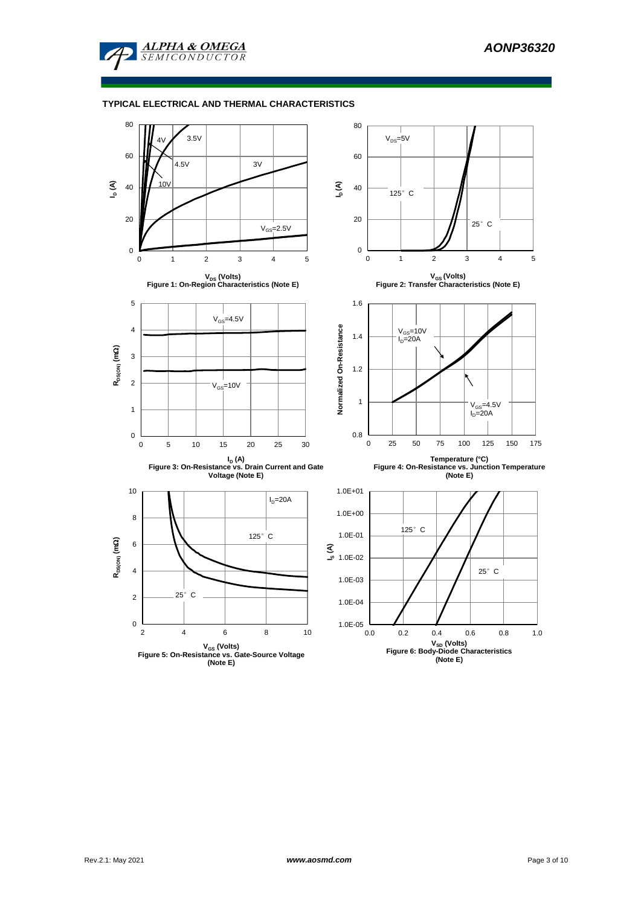## TYPICAL ELECTRICAL AND THERMAL CHARACTERISTICS

Figure 1: On-Region Characteristics (Note E)

Figure 2: Transfer Characteristics (Note E)

Figure 3: On-Resistance vs. Drain Current and Gate Voltage (Note E)

Figure 4: On-Resistance vs. Junction Temperature (Note E)

Figure 5: On-Resistance vs. Gate-Source Voltage (Note E)

Figure 6: Body-Diode Characteristics (Note E)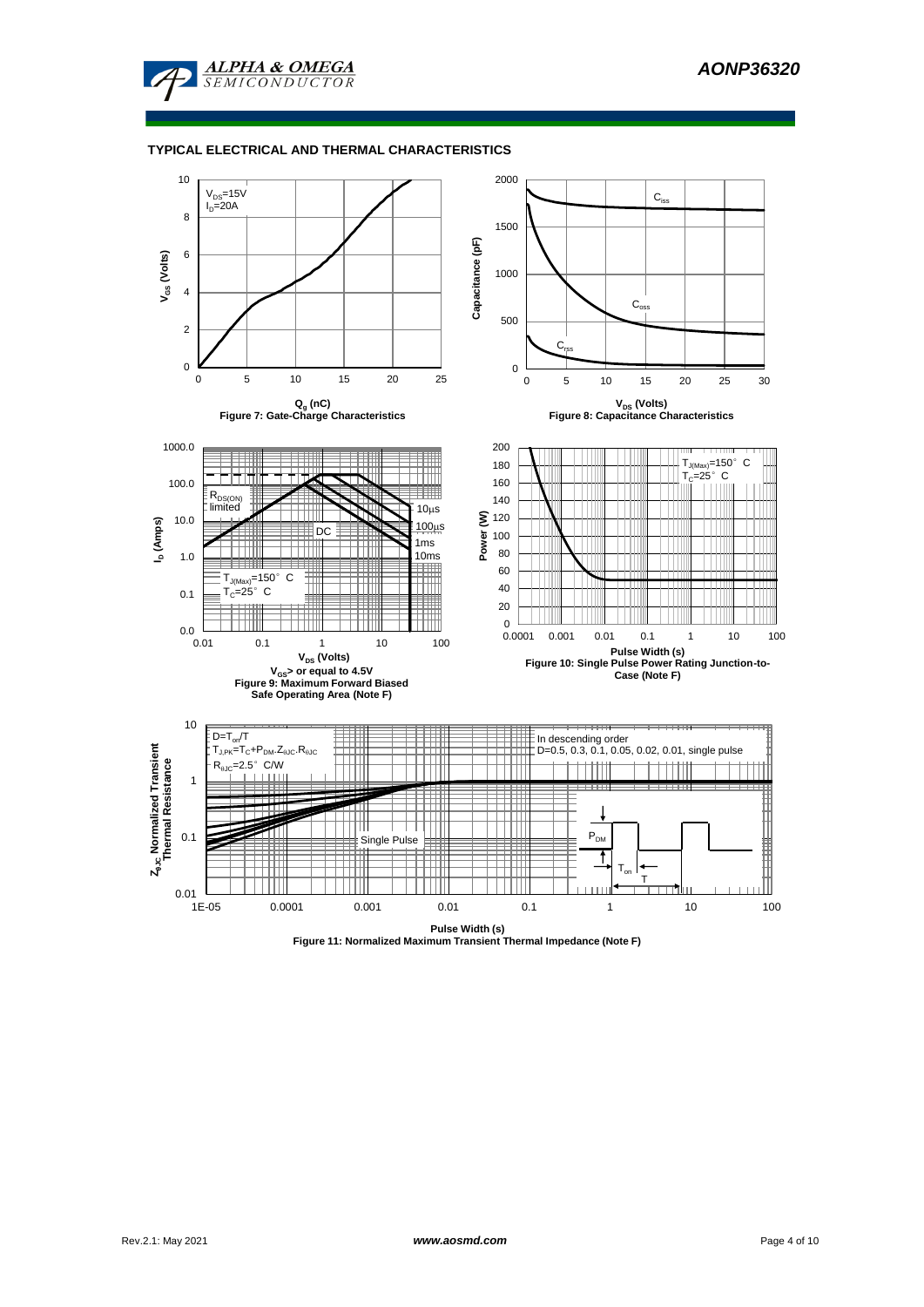## TYPICAL ELECTRICAL AND THERMAL CHARACTERISTICS

$V_{DS}$=15V
$I_D$=20A

$V_{GS}$ (Volts)

$Q_g$ (nC)

**Figure 7: Gate-Charge Characteristics**

$C_{iss}$

$C_{oss}$

$C_{rss}$

Capacitance (pF)

$V_{DS}$ (Volts)

**Figure 8: Capacitance Characteristics**

$R_{DS(ON)}$ limited

10µs

100µs

1ms

10ms

DC

$T_{J(Max)}$=150° C
$T_C$=25° C

$I_D$ (Amps)

$V_{DS}$ (Volts)

**$V_{GS}$> or equal to 4.5V**
**Figure 9: Maximum Forward Biased Safe Operating Area (Note F)**

$T_{J(Max)}$=150° C
$T_C$=25° C

Power (W)

Pulse Width (s)

**Figure 10: Single Pulse Power Rating Junction-to-Case (Note F)**

D=$T_{on}$/T
$T_{J,PK}$=$T_C$+$P_{DM}$.$Z_{\theta JC}$.$R_{\theta JC}$
$R_{\theta JC}$=2.5° C/W

In descending order
D=0.5, 0.3, 0.1, 0.05, 0.02, 0.01, single pulse

Single Pulse

$P_{DM}$

$T_{on}$

T

$Z_{\theta JC}$ Normalized Transient Thermal Resistance

Pulse Width (s)

**Figure 11: Normalized Maximum Transient Thermal Impedance (Note F)**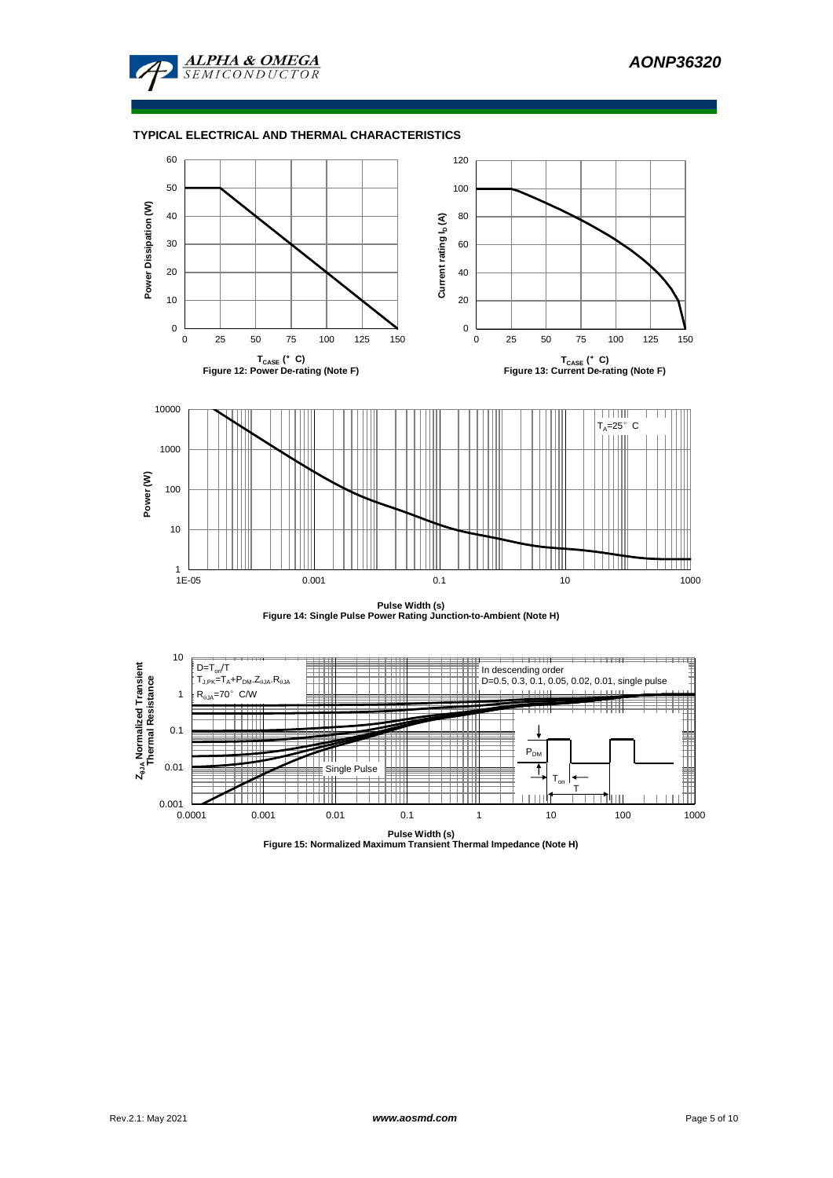## TYPICAL ELECTRICAL AND THERMAL CHARACTERISTICS

Figure 12: Power De-rating (Note F)

Figure 13: Current De-rating (Note F)

Figure 14: Single Pulse Power Rating Junction-to-Ambient (Note H)

Figure 15: Normalized Maximum Transient Thermal Impedance (Note H)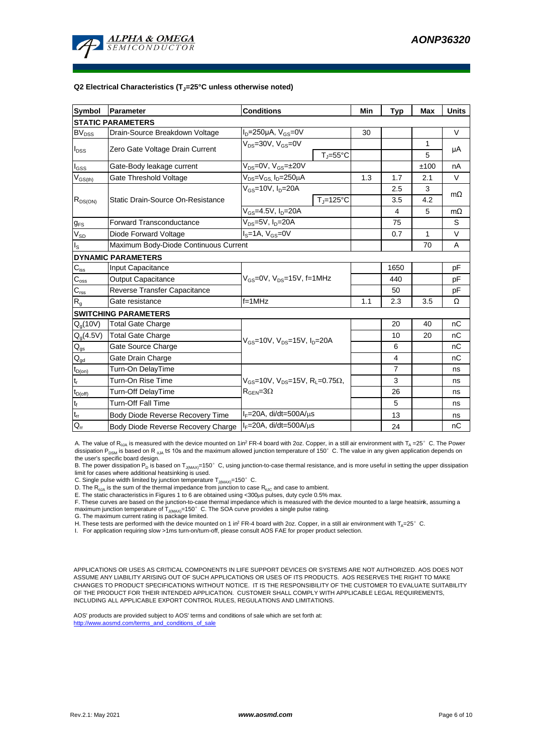### Q2 Electrical Characteristics ($T_J$=25°C unless otherwise noted)

| Symbol | Parameter | Conditions | | Min | Typ | Max | Units |
|---|---|---|---|---|---|---|---|
| **STATIC PARAMETERS** | | | | | | | |
| $BV_{DSS}$ | Drain-Source Breakdown Voltage | $I_D$=250µA, $V_{GS}$=0V | | 30 | | | V |
| $I_{DSS}$ | Zero Gate Voltage Drain Current | $V_{DS}$=30V, $V_{GS}$=0V | | | | 1 | µA |
| | | | $T_J$=55°C | | | 5 | |
| $I_{GSS}$ | Gate-Body leakage current | $V_{DS}$=0V, $V_{GS}$=±20V | | | | ±100 | nA |
| $V_{GS(th)}$ | Gate Threshold Voltage | $V_{DS}$=$V_{GS}$, $I_D$=250µA | | 1.3 | 1.7 | 2.1 | V |
| $R_{DS(ON)}$ | Static Drain-Source On-Resistance | $V_{GS}$=10V, $I_D$=20A | | | 2.5 | 3 | mΩ |
| | | | $T_J$=125°C | | 3.5 | 4.2 | |
| | | $V_{GS}$=4.5V, $I_D$=20A | | | 4 | 5 | mΩ |
| $g_{FS}$ | Forward Transconductance | $V_{DS}$=5V, $I_D$=20A | | | 75 | | S |
| $V_{SD}$ | Diode Forward Voltage | $I_S$=1A, $V_{GS}$=0V | | | 0.7 | 1 | V |
| $I_S$ | Maximum Body-Diode Continuous Current | | | | | 70 | A |
| **DYNAMIC PARAMETERS** | | | | | | | |
| $C_{iss}$ | Input Capacitance | $V_{GS}$=0V, $V_{DS}$=15V, f=1MHz | | | 1650 | | pF |
| $C_{oss}$ | Output Capacitance | | | | 440 | | pF |
| $C_{rss}$ | Reverse Transfer Capacitance | | | | 50 | | pF |
| $R_g$ | Gate resistance | f=1MHz | | 1.1 | 2.3 | 3.5 | Ω |
| **SWITCHING PARAMETERS** | | | | | | | |
| $Q_g$(10V) | Total Gate Charge | $V_{GS}$=10V, $V_{DS}$=15V, $I_D$=20A | | | 20 | 40 | nC |
| $Q_g$(4.5V) | Total Gate Charge | | | | 10 | 20 | nC |
| $Q_{gs}$ | Gate Source Charge | | | | 6 | | nC |
| $Q_{gd}$ | Gate Drain Charge | | | | 4 | | nC |
| $t_{D(on)}$ | Turn-On DelayTime | $V_{GS}$=10V, $V_{DS}$=15V, $R_L$=0.75Ω, $R_{GEN}$=3Ω | | | 7 | | ns |
| $t_r$ | Turn-On Rise Time | | | | 3 | | ns |
| $t_{D(off)}$ | Turn-Off DelayTime | | | | 26 | | ns |
| $t_f$ | Turn-Off Fall Time | | | | 5 | | ns |
| $t_{rr}$ | Body Diode Reverse Recovery Time | $I_F$=20A, di/dt=500A/µs | | | 13 | | ns |
| $Q_{rr}$ | Body Diode Reverse Recovery Charge | $I_F$=20A, di/dt=500A/µs | | | 24 | | nC |

A. The value of $R_{\theta JA}$ is measured with the device mounted on 1in² FR-4 board with 2oz. Copper, in a still air environment with $T_A$ =25° C. The Power dissipation $P_{DSM}$ is based on R $_{\theta JA}$ t≤ 10s and the maximum allowed junction temperature of 150° C. The value in any given application depends on the user's specific board design.

B. The power dissipation $P_D$ is based on $T_{J(MAX)}$=150° C, using junction-to-case thermal resistance, and is more useful in setting the upper dissipation limit for cases where additional heatsinking is used.

C. Single pulse width limited by junction temperature $T_{J(MAX)}$=150° C.

D. The $R_{\theta JA}$ is the sum of the thermal impedance from junction to case $R_{\theta JC}$ and case to ambient.

E. The static characteristics in Figures 1 to 6 are obtained using <300µs pulses, duty cycle 0.5% max.

F. These curves are based on the junction-to-case thermal impedance which is measured with the device mounted to a large heatsink, assuming a maximum junction temperature of $T_{J(MAX)}$=150° C. The SOA curve provides a single pulse rating.

G. The maximum current rating is package limited.

H. These tests are performed with the device mounted on 1 in² FR-4 board with 2oz. Copper, in a still air environment with $T_A$=25° C.

I. For application requiring slow >1ms turn-on/turn-off, please consult AOS FAE for proper product selection.

APPLICATIONS OR USES AS CRITICAL COMPONENTS IN LIFE SUPPORT DEVICES OR SYSTEMS ARE NOT AUTHORIZED. AOS DOES NOT ASSUME ANY LIABILITY ARISING OUT OF SUCH APPLICATIONS OR USES OF ITS PRODUCTS. AOS RESERVES THE RIGHT TO MAKE CHANGES TO PRODUCT SPECIFICATIONS WITHOUT NOTICE. IT IS THE RESPONSIBILITY OF THE CUSTOMER TO EVALUATE SUITABILITY OF THE PRODUCT FOR THEIR INTENDED APPLICATION. CUSTOMER SHALL COMPLY WITH APPLICABLE LEGAL REQUIREMENTS, INCLUDING ALL APPLICABLE EXPORT CONTROL RULES, REGULATIONS AND LIMITATIONS.

AOS' products are provided subject to AOS' terms and conditions of sale which are set forth at:
http://www.aosmd.com/terms_and_conditions_of_sale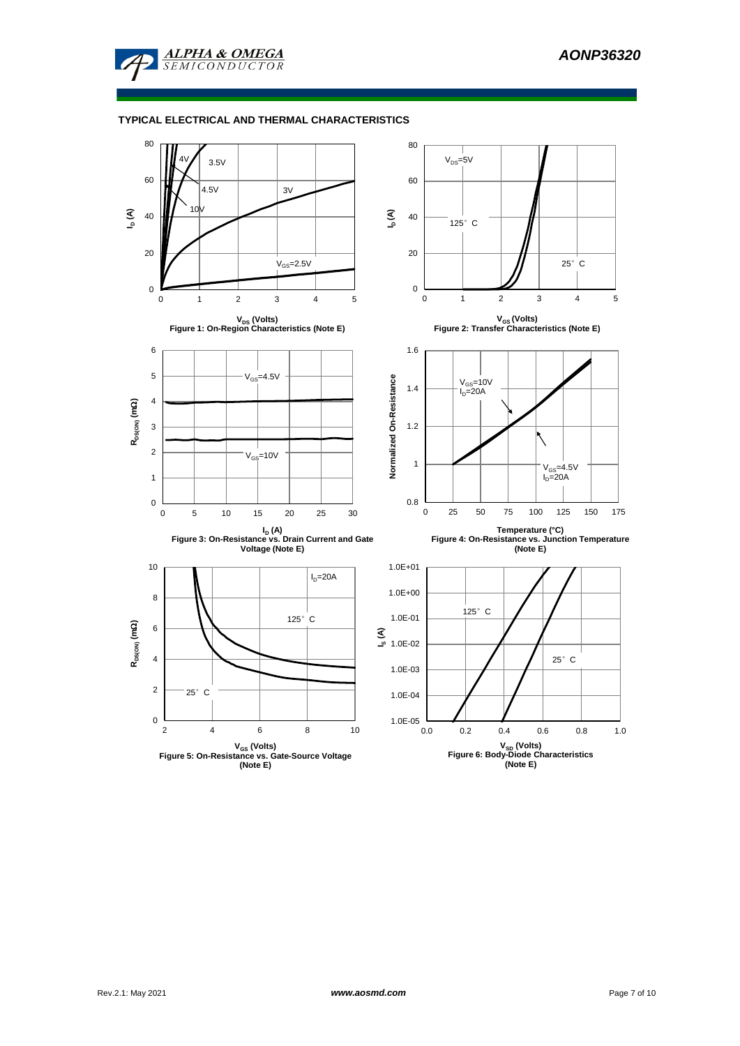## TYPICAL ELECTRICAL AND THERMAL CHARACTERISTICS

Figure 1: On-Region Characteristics (Note E)

Figure 2: Transfer Characteristics (Note E)

Figure 3: On-Resistance vs. Drain Current and Gate Voltage (Note E)

Figure 4: On-Resistance vs. Junction Temperature (Note E)

Figure 5: On-Resistance vs. Gate-Source Voltage (Note E)

Figure 6: Body-Diode Characteristics (Note E)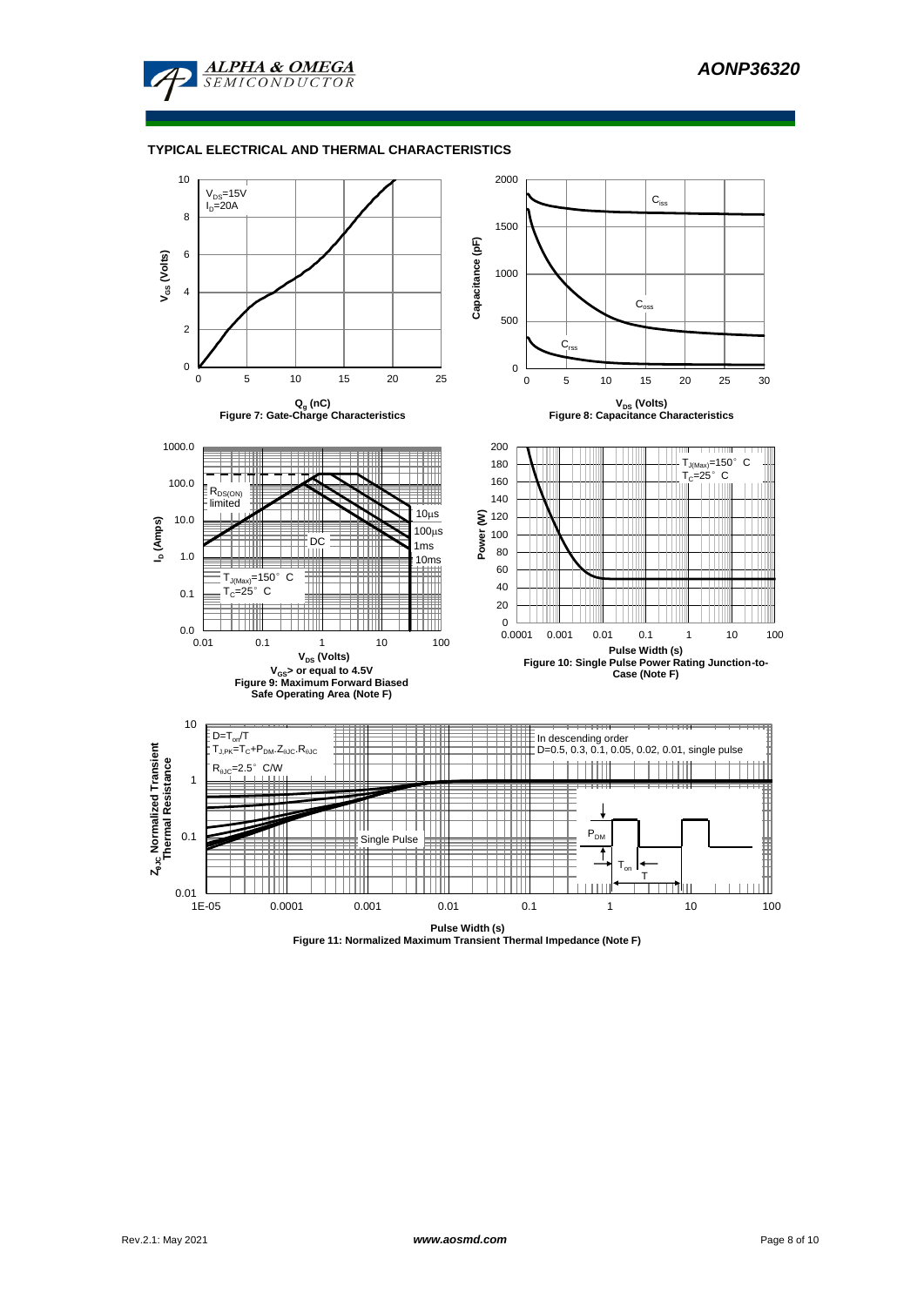## TYPICAL ELECTRICAL AND THERMAL CHARACTERISTICS

$V_{DS}$=15V
$I_D$=20A

$V_{GS}$ (Volts)

$Q_g$ (nC)

Figure 7: Gate-Charge Characteristics

$C_{iss}$

$C_{oss}$

$C_{rss}$

Capacitance (pF)

$V_{DS}$ (Volts)

Figure 8: Capacitance Characteristics

$R_{DS(ON)}$ limited

10µs

100µs

1ms

10ms

DC

$T_{J(Max)}$=150° C
$T_C$=25° C

$I_D$ (Amps)

$V_{DS}$ (Volts)

$V_{GS}$> or equal to 4.5V

Figure 9: Maximum Forward Biased Safe Operating Area (Note F)

$T_{J(Max)}$=150° C
$T_C$=25° C

Power (W)

Pulse Width (s)

Figure 10: Single Pulse Power Rating Junction-to-Case (Note F)

D=$T_{on}$/T
$T_{J,PK}$=$T_C$+$P_{DM}$.$Z_{\theta JC}$.$R_{\theta JC}$
$R_{\theta JC}$=2.5° C/W

In descending order
D=0.5, 0.3, 0.1, 0.05, 0.02, 0.01, single pulse

Single Pulse

$P_{DM}$

$T_{on}$

T

$Z_{\theta JC}$ Normalized Transient Thermal Resistance

Pulse Width (s)

Figure 11: Normalized Maximum Transient Thermal Impedance (Note F)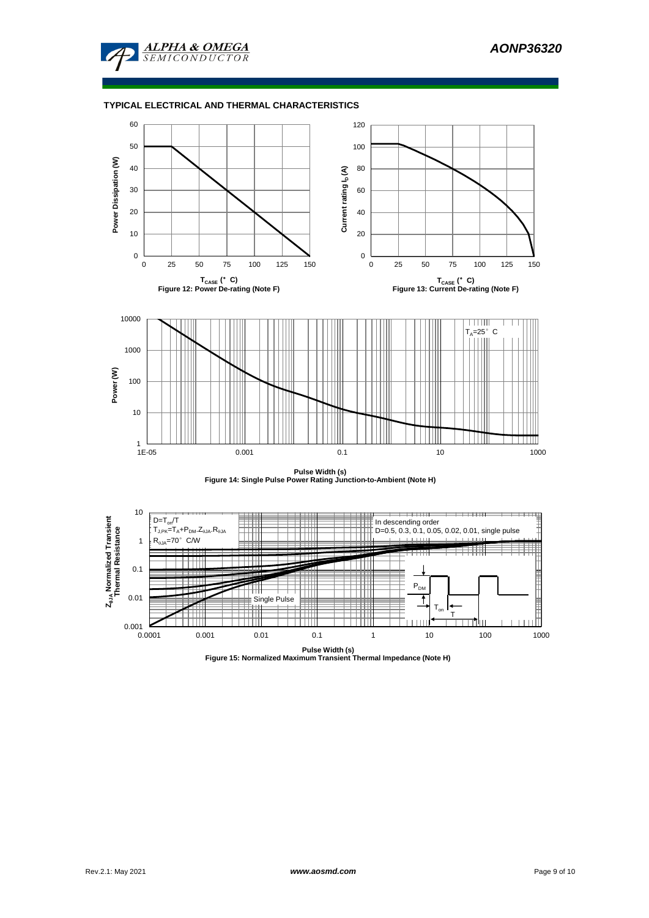## TYPICAL ELECTRICAL AND THERMAL CHARACTERISTICS

Power Dissipation (W)

$T_{CASE}$ (°C)

**Figure 12: Power De-rating (Note F)**

Current rating $I_D$ (A)

$T_{CASE}$ (°C)

**Figure 13: Current De-rating (Note F)**

$T_A$=25°C

Power (W)

Pulse Width (s)

**Figure 14: Single Pulse Power Rating Junction-to-Ambient (Note H)**

$Z_{\theta JA}$ Normalized Transient Thermal Resistance

$D=T_{on}/T$

$T_{J,PK}=T_A+P_{DM}.Z_{\theta JA}.R_{\theta JA}$

$R_{\theta JA}$=70°C/W

In descending order

D=0.5, 0.3, 0.1, 0.05, 0.02, 0.01, single pulse

Single Pulse

$P_{DM}$

$T_{on}$

T

Pulse Width (s)

**Figure 15: Normalized Maximum Transient Thermal Impedance (Note H)**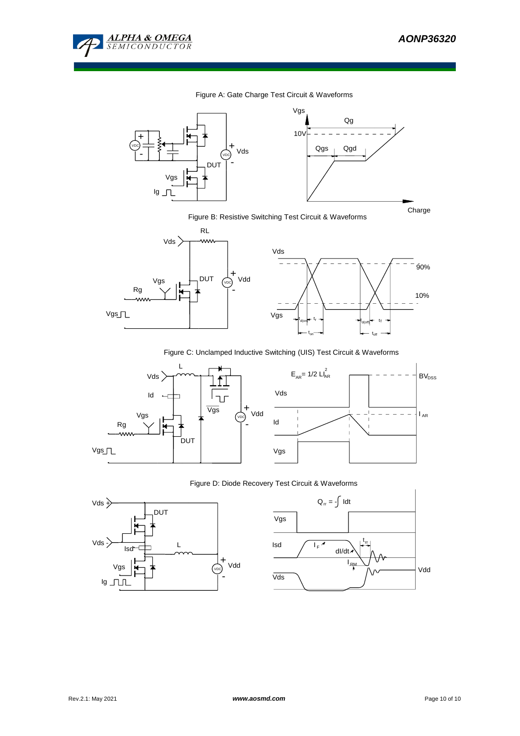Figure A: Gate Charge Test Circuit & Waveforms

Vgs
Qg
10V
Qgs
Qgd
Charge
+
VDC
-
Vds
DUT
Vgs
Ig

Figure B: Resistive Switching Test Circuit & Waveforms

RL
Vds
Vgs
Rg
DUT
Vgs
+
VDC
-
Vdd
Vds
90%
10%
Vgs
$t_{d(on)}$
$t_r$
$t_{on}$
$t_{d(off)}$
$t_f$
$t_{off}$

Figure C: Unclamped Inductive Switching (UIS) Test Circuit & Waveforms

L
Vds
Id
Vgs
Rg
DUT
Vgs
Vgs
+
VDC
-
Vdd
$E_{AR} = 1/2\, LI_{AR}^2$
$BV_{DSS}$
Vds
Id
$I_{AR}$
Vgs

Figure D: Diode Recovery Test Circuit & Waveforms

Vds +
DUT
Vds -
Isd
L
Vgs
Ig
+
VDC
-
Vdd
$Q_{rr} = -\int Idt$
Vgs
Isd
$I_F$
dI/dt
$t_{rr}$
$I_{RM}$
Vds
Vdd